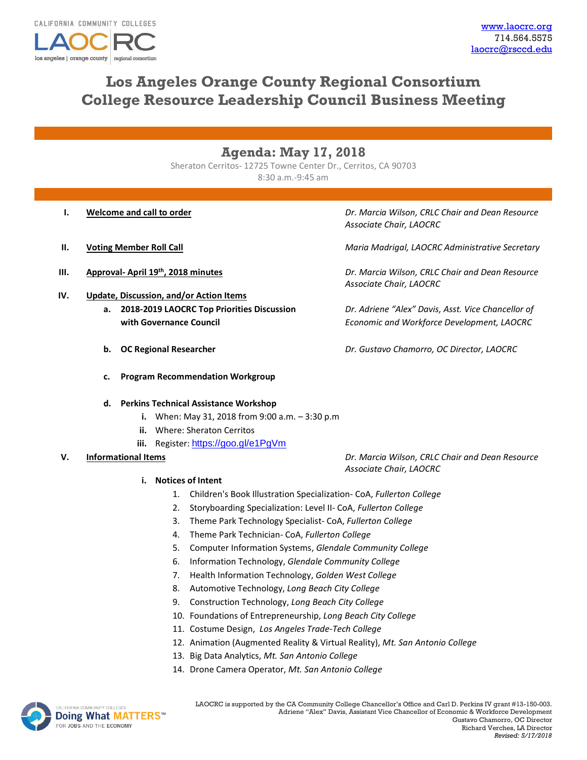CALIFORNIA COMMUNITY COLLEGES
LAOCRC — los angeles | orange county | regional consortium

www.laocrc.org
714.564.5575
laocrc@rsccd.edu

# Los Angeles Orange County Regional Consortium College Resource Leadership Council Business Meeting

## Agenda: May 17, 2018

Sheraton Cerritos- 12725 Towne Center Dr., Cerritos, CA 90703
8:30 a.m.-9:45 am

**I. Welcome and call to order** — *Dr. Marcia Wilson, CRLC Chair and Dean Resource Associate Chair, LAOCRC*

**II. Voting Member Roll Call** — *Maria Madrigal, LAOCRC Administrative Secretary*

**III. Approval- April 19th, 2018 minutes** — *Dr. Marcia Wilson, CRLC Chair and Dean Resource Associate Chair, LAOCRC*

**IV. Update, Discussion, and/or Action Items**

- **a. 2018-2019 LAOCRC Top Priorities Discussion with Governance Council** — *Dr. Adriene "Alex" Davis, Asst. Vice Chancellor of Economic and Workforce Development, LAOCRC*
- **b. OC Regional Researcher** — *Dr. Gustavo Chamorro, OC Director, LAOCRC*
- **c. Program Recommendation Workgroup**
- **d. Perkins Technical Assistance Workshop**
  - **i.** When: May 31, 2018 from 9:00 a.m. – 3:30 p.m
  - **ii.** Where: Sheraton Cerritos
  - **iii.** Register: https://goo.gl/e1PgVm

**V. Informational Items** — *Dr. Marcia Wilson, CRLC Chair and Dean Resource Associate Chair, LAOCRC*

- **i. Notices of Intent**
  1. Children's Book Illustration Specialization- CoA, *Fullerton College*
  2. Storyboarding Specialization: Level II- CoA, *Fullerton College*
  3. Theme Park Technology Specialist- CoA, *Fullerton College*
  4. Theme Park Technician- CoA, *Fullerton College*
  5. Computer Information Systems, *Glendale Community College*
  6. Information Technology, *Glendale Community College*
  7. Health Information Technology, *Golden West College*
  8. Automotive Technology, *Long Beach City College*
  9. Construction Technology, *Long Beach City College*
  10. Foundations of Entrepreneurship, *Long Beach City College*
  11. Costume Design, *Los Angeles Trade-Tech College*
  12. Animation (Augmented Reality & Virtual Reality), *Mt. San Antonio College*
  13. Big Data Analytics, *Mt. San Antonio College*
  14. Drone Camera Operator, *Mt. San Antonio College*

CALIFORNIA COMMUNITY COLLEGES Doing What MATTERS™ FOR JOBS AND THE ECONOMY

LAOCRC is supported by the CA Community College Chancellor's Office and Carl D. Perkins IV grant #13-150-003.
Adriene "Alex" Davis, Assistant Vice Chancellor of Economic & Workforce Development
Gustavo Chamorro, OC Director
Richard Verches, LA Director
*Revised: 5/17/2018*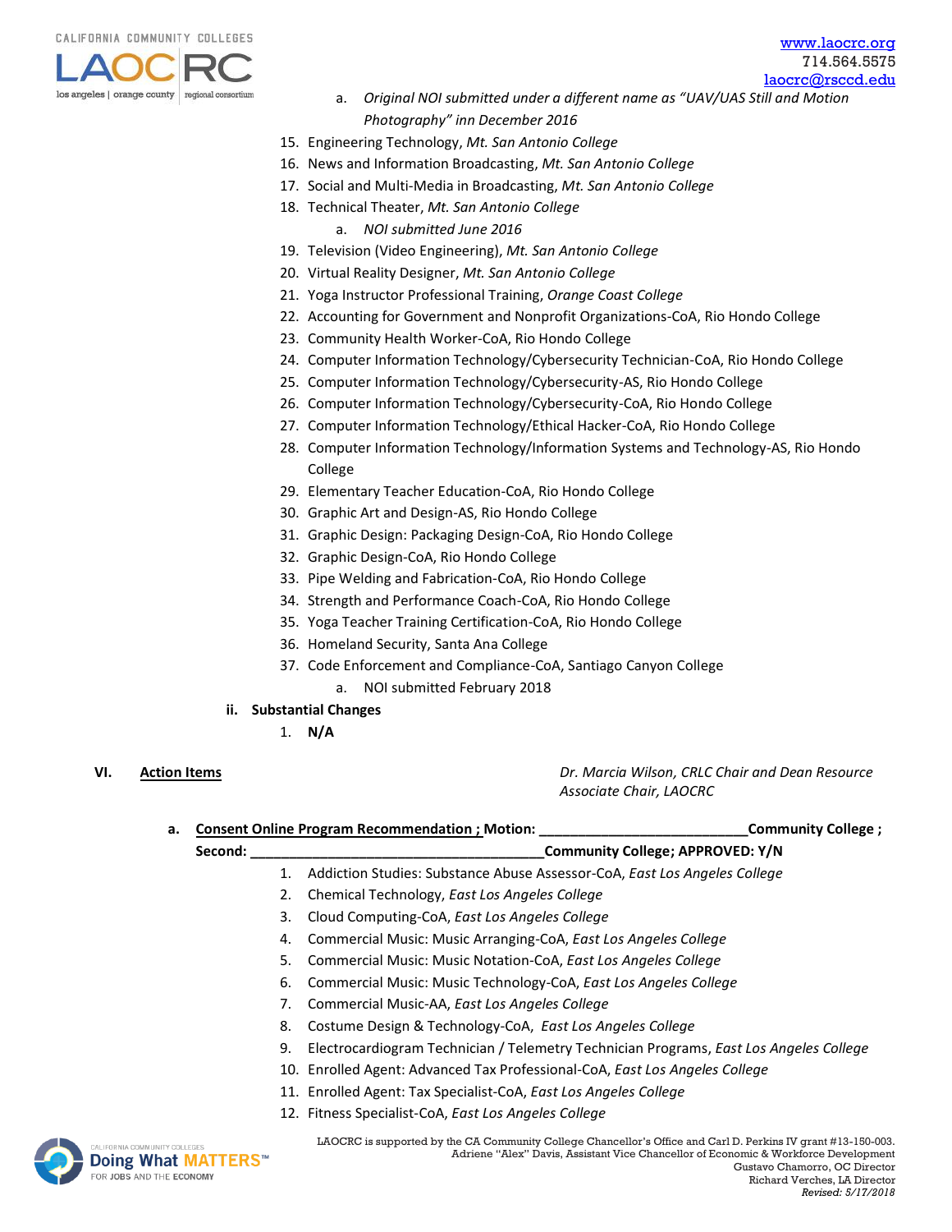a. *Original NOI submitted under a different name as "UAV/UAS Still and Motion Photography" inn December 2016*

15. Engineering Technology, *Mt. San Antonio College*
16. News and Information Broadcasting, *Mt. San Antonio College*
17. Social and Multi-Media in Broadcasting, *Mt. San Antonio College*
18. Technical Theater, *Mt. San Antonio College*
    a. *NOI submitted June 2016*
19. Television (Video Engineering), *Mt. San Antonio College*
20. Virtual Reality Designer, *Mt. San Antonio College*
21. Yoga Instructor Professional Training, *Orange Coast College*
22. Accounting for Government and Nonprofit Organizations-CoA, Rio Hondo College
23. Community Health Worker-CoA, Rio Hondo College
24. Computer Information Technology/Cybersecurity Technician-CoA, Rio Hondo College
25. Computer Information Technology/Cybersecurity-AS, Rio Hondo College
26. Computer Information Technology/Cybersecurity-CoA, Rio Hondo College
27. Computer Information Technology/Ethical Hacker-CoA, Rio Hondo College
28. Computer Information Technology/Information Systems and Technology-AS, Rio Hondo College
29. Elementary Teacher Education-CoA, Rio Hondo College
30. Graphic Art and Design-AS, Rio Hondo College
31. Graphic Design: Packaging Design-CoA, Rio Hondo College
32. Graphic Design-CoA, Rio Hondo College
33. Pipe Welding and Fabrication-CoA, Rio Hondo College
34. Strength and Performance Coach-CoA, Rio Hondo College
35. Yoga Teacher Training Certification-CoA, Rio Hondo College
36. Homeland Security, Santa Ana College
37. Code Enforcement and Compliance-CoA, Santiago Canyon College
    a. NOI submitted February 2018

**ii. Substantial Changes**

1. **N/A**

## VI. <u>Action Items</u>

*Dr. Marcia Wilson, CRLC Chair and Dean Resource*
*Associate Chair, LAOCRC*

**a. <u>Consent Online Program Recommendation ;</u> Motion: ___________________________Community College ; Second: _____________________________________Community College; APPROVED: Y/N**

1. Addiction Studies: Substance Abuse Assessor-CoA, *East Los Angeles College*
2. Chemical Technology, *East Los Angeles College*
3. Cloud Computing-CoA, *East Los Angeles College*
4. Commercial Music: Music Arranging-CoA, *East Los Angeles College*
5. Commercial Music: Music Notation-CoA, *East Los Angeles College*
6. Commercial Music: Music Technology-CoA, *East Los Angeles College*
7. Commercial Music-AA, *East Los Angeles College*
8. Costume Design & Technology-CoA, *East Los Angeles College*
9. Electrocardiogram Technician / Telemetry Technician Programs, *East Los Angeles College*
10. Enrolled Agent: Advanced Tax Professional-CoA, *East Los Angeles College*
11. Enrolled Agent: Tax Specialist-CoA, *East Los Angeles College*
12. Fitness Specialist-CoA, *East Los Angeles College*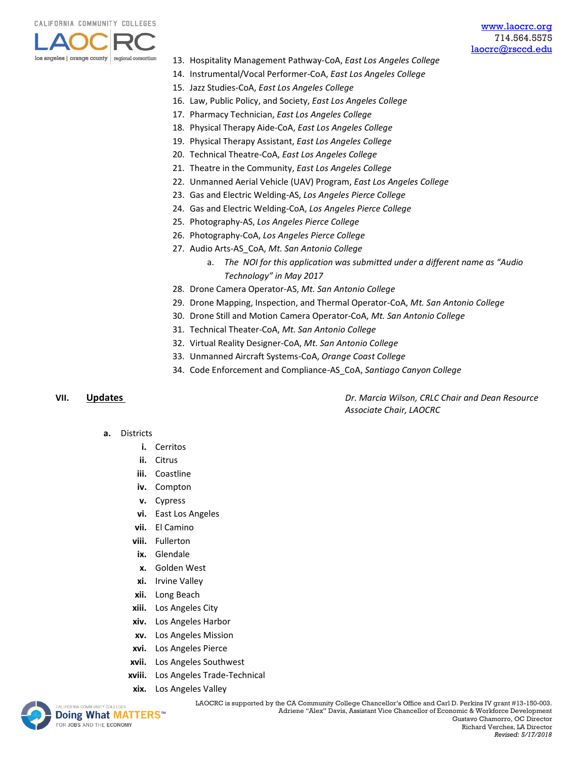13. Hospitality Management Pathway-CoA, *East Los Angeles College*
14. Instrumental/Vocal Performer-CoA, *East Los Angeles College*
15. Jazz Studies-CoA, *East Los Angeles College*
16. Law, Public Policy, and Society, *East Los Angeles College*
17. Pharmacy Technician, *East Los Angeles College*
18. Physical Therapy Aide-CoA, *East Los Angeles College*
19. Physical Therapy Assistant, *East Los Angeles College*
20. Technical Theatre-CoA, *East Los Angeles College*
21. Theatre in the Community, *East Los Angeles College*
22. Unmanned Aerial Vehicle (UAV) Program, *East Los Angeles College*
23. Gas and Electric Welding-AS, *Los Angeles Pierce College*
24. Gas and Electric Welding-CoA, *Los Angeles Pierce College*
25. Photography-AS, *Los Angeles Pierce College*
26. Photography-CoA, *Los Angeles Pierce College*
27. Audio Arts-AS_CoA, *Mt. San Antonio College*
    a. *The NOI for this application was submitted under a different name as "Audio Technology" in May 2017*
28. Drone Camera Operator-AS, *Mt. San Antonio College*
29. Drone Mapping, Inspection, and Thermal Operator-CoA, *Mt. San Antonio College*
30. Drone Still and Motion Camera Operator-CoA, *Mt. San Antonio College*
31. Technical Theater-CoA, *Mt. San Antonio College*
32. Virtual Reality Designer-CoA, *Mt. San Antonio College*
33. Unmanned Aircraft Systems-CoA, *Orange Coast College*
34. Code Enforcement and Compliance-AS_CoA, *Santiago Canyon College*

**VII. Updates** — *Dr. Marcia Wilson, CRLC Chair and Dean Resource Associate Chair, LAOCRC*

**a.** Districts

- **i.** Cerritos
- **ii.** Citrus
- **iii.** Coastline
- **iv.** Compton
- **v.** Cypress
- **vi.** East Los Angeles
- **vii.** El Camino
- **viii.** Fullerton
- **ix.** Glendale
- **x.** Golden West
- **xi.** Irvine Valley
- **xii.** Long Beach
- **xiii.** Los Angeles City
- **xiv.** Los Angeles Harbor
- **xv.** Los Angeles Mission
- **xvi.** Los Angeles Pierce
- **xvii.** Los Angeles Southwest
- **xviii.** Los Angeles Trade-Technical
- **xix.** Los Angeles Valley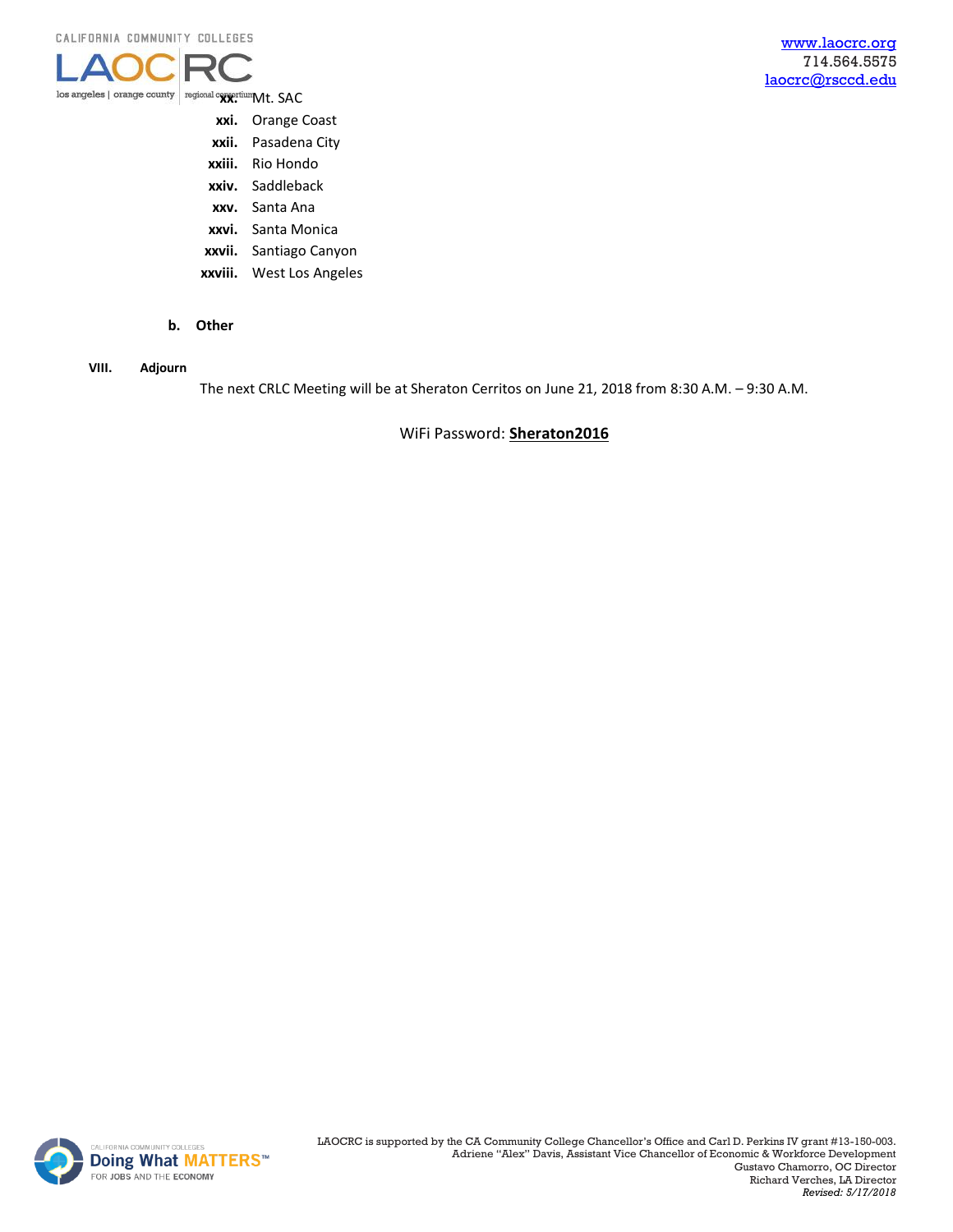xx. Mt. SAC
xxi. Orange Coast
xxii. Pasadena City
xxiii. Rio Hondo
xxiv. Saddleback
xxv. Santa Ana
xxvi. Santa Monica
xxvii. Santiago Canyon
xxviii. West Los Angeles

**b. Other**

**VIII. Adjourn**

The next CRLC Meeting will be at Sheraton Cerritos on June 21, 2018 from 8:30 A.M. – 9:30 A.M.

WiFi Password: **Sheraton2016**

LAOCRC is supported by the CA Community College Chancellor's Office and Carl D. Perkins IV grant #13-150-003.
Adriene "Alex" Davis, Assistant Vice Chancellor of Economic & Workforce Development
Gustavo Chamorro, OC Director
Richard Verches, LA Director
*Revised: 5/17/2018*